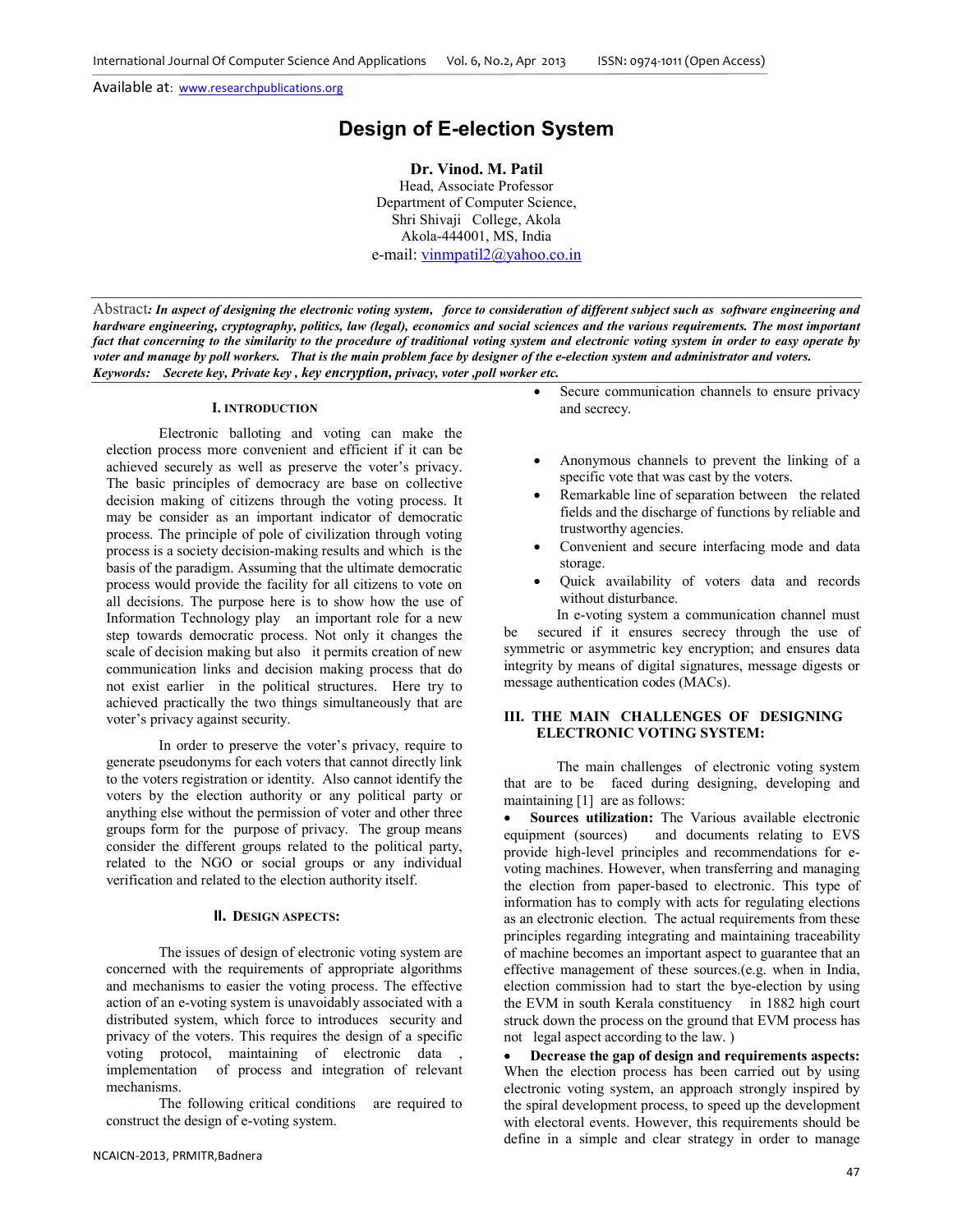Available at: www.researchpublications.org

# Design of E-election System

**Dr. Vinod. M. Patil**
Head, Associate Professor
Department of Computer Science,
Shri Shivaji College, Akola
Akola-444001, MS, India
e-mail: vinmpatil2@yahoo.co.in

Abstract*: In aspect of designing the electronic voting system, force to consideration of different subject such as software engineering and hardware engineering, cryptography, politics, law (legal), economics and social sciences and the various requirements. The most important fact that concerning to the similarity to the procedure of traditional voting system and electronic voting system in order to easy operate by voter and manage by poll workers. That is the main problem face by designer of the e-election system and administrator and voters.*

*Keywords: Secrete key, Private key , key encryption, privacy, voter ,poll worker etc.*

## I. Introduction

Electronic balloting and voting can make the election process more convenient and efficient if it can be achieved securely as well as preserve the voter's privacy. The basic principles of democracy are base on collective decision making of citizens through the voting process. It may be consider as an important indicator of democratic process. The principle of pole of civilization through voting process is a society decision-making results and which is the basis of the paradigm. Assuming that the ultimate democratic process would provide the facility for all citizens to vote on all decisions. The purpose here is to show how the use of Information Technology play an important role for a new step towards democratic process. Not only it changes the scale of decision making but also it permits creation of new communication links and decision making process that do not exist earlier in the political structures. Here try to achieved practically the two things simultaneously that are voter's privacy against security.

In order to preserve the voter's privacy, require to generate pseudonyms for each voters that cannot directly link to the voters registration or identity. Also cannot identify the voters by the election authority or any political party or anything else without the permission of voter and other three groups form for the purpose of privacy. The group means consider the different groups related to the political party, related to the NGO or social groups or any individual verification and related to the election authority itself.

## II. Design Aspects:

The issues of design of electronic voting system are concerned with the requirements of appropriate algorithms and mechanisms to easier the voting process. The effective action of an e-voting system is unavoidably associated with a distributed system, which force to introduces security and privacy of the voters. This requires the design of a specific voting protocol, maintaining of electronic data , implementation of process and integration of relevant mechanisms.

The following critical conditions are required to construct the design of e-voting system.

- Secure communication channels to ensure privacy and secrecy.
- Anonymous channels to prevent the linking of a specific vote that was cast by the voters.
- Remarkable line of separation between the related fields and the discharge of functions by reliable and trustworthy agencies.
- Convenient and secure interfacing mode and data storage.
- Quick availability of voters data and records without disturbance.

In e-voting system a communication channel must be secured if it ensures secrecy through the use of symmetric or asymmetric key encryption; and ensures data integrity by means of digital signatures, message digests or message authentication codes (MACs).

## III. The Main Challenges of Designing Electronic Voting System:

The main challenges of electronic voting system that are to be faced during designing, developing and maintaining [1] are as follows:

- **Sources utilization:** The Various available electronic equipment (sources) and documents relating to EVS provide high-level principles and recommendations for e-voting machines. However, when transferring and managing the election from paper-based to electronic. This type of information has to comply with acts for regulating elections as an electronic election. The actual requirements from these principles regarding integrating and maintaining traceability of machine becomes an important aspect to guarantee that an effective management of these sources.(e.g. when in India, election commission had to start the bye-election by using the EVM in south Kerala constituency in 1882 high court struck down the process on the ground that EVM process has not legal aspect according to the law. )
- **Decrease the gap of design and requirements aspects:** When the election process has been carried out by using electronic voting system, an approach strongly inspired by the spiral development process, to speed up the development with electoral events. However, this requirements should be define in a simple and clear strategy in order to manage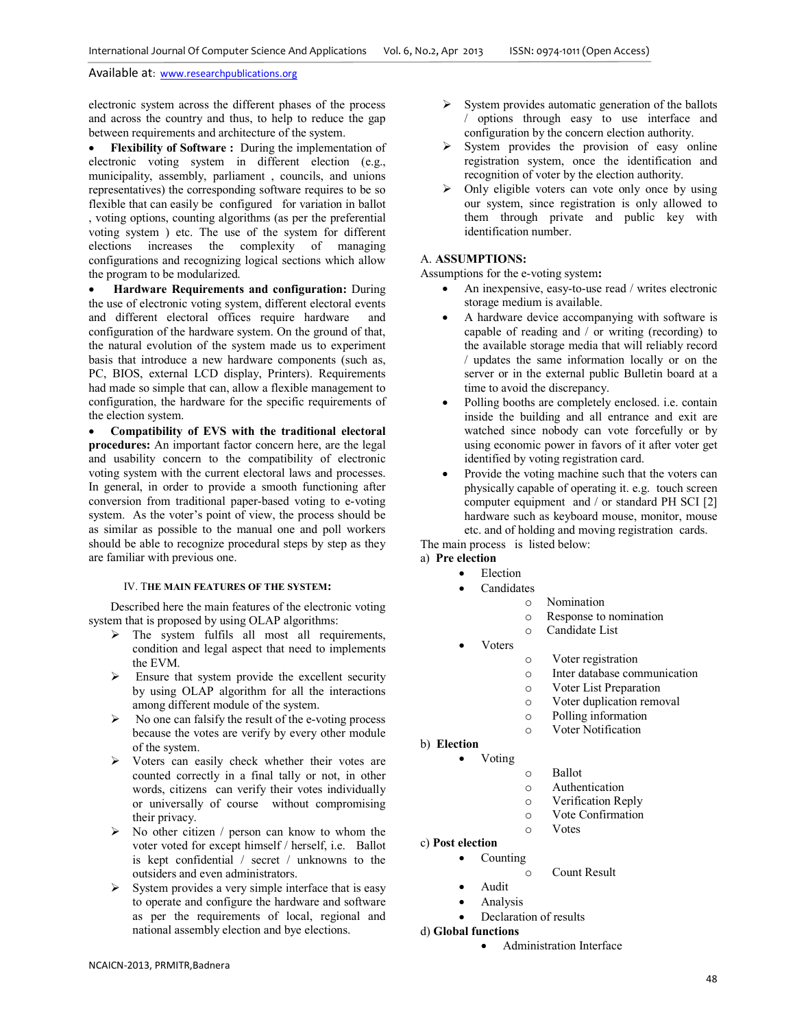electronic system across the different phases of the process and across the country and thus, to help to reduce the gap between requirements and architecture of the system.

- **Flexibility of Software :** During the implementation of electronic voting system in different election (e.g., municipality, assembly, parliament , councils, and unions representatives) the corresponding software requires to be so flexible that can easily be configured for variation in ballot , voting options, counting algorithms (as per the preferential voting system ) etc. The use of the system for different elections increases the complexity of managing configurations and recognizing logical sections which allow the program to be modularized.
- **Hardware Requirements and configuration:** During the use of electronic voting system, different electoral events and different electoral offices require hardware and configuration of the hardware system. On the ground of that, the natural evolution of the system made us to experiment basis that introduce a new hardware components (such as, PC, BIOS, external LCD display, Printers). Requirements had made so simple that can, allow a flexible management to configuration, the hardware for the specific requirements of the election system.
- **Compatibility of EVS with the traditional electoral procedures:** An important factor concern here, are the legal and usability concern to the compatibility of electronic voting system with the current electoral laws and processes. In general, in order to provide a smooth functioning after conversion from traditional paper-based voting to e-voting system. As the voter's point of view, the process should be as similar as possible to the manual one and poll workers should be able to recognize procedural steps by step as they are familiar with previous one.

## IV. THE MAIN FEATURES OF THE SYSTEM:

Described here the main features of the electronic voting system that is proposed by using OLAP algorithms:

- The system fulfils all most all requirements, condition and legal aspect that need to implements the EVM.
- Ensure that system provide the excellent security by using OLAP algorithm for all the interactions among different module of the system.
- No one can falsify the result of the e-voting process because the votes are verify by every other module of the system.
- Voters can easily check whether their votes are counted correctly in a final tally or not, in other words, citizens can verify their votes individually or universally of course without compromising their privacy.
- No other citizen / person can know to whom the voter voted for except himself / herself, i.e. Ballot is kept confidential / secret / unknowns to the outsiders and even administrators.
- System provides a very simple interface that is easy to operate and configure the hardware and software as per the requirements of local, regional and national assembly election and bye elections.
- System provides automatic generation of the ballots / options through easy to use interface and configuration by the concern election authority.
- System provides the provision of easy online registration system, once the identification and recognition of voter by the election authority.
- Only eligible voters can vote only once by using our system, since registration is only allowed to them through private and public key with identification number.

### A. ASSUMPTIONS:

Assumptions for the e-voting system**:**

- An inexpensive, easy-to-use read / writes electronic storage medium is available.
- A hardware device accompanying with software is capable of reading and / or writing (recording) to the available storage media that will reliably record / updates the same information locally or on the server or in the external public Bulletin board at a time to avoid the discrepancy.
- Polling booths are completely enclosed. i.e. contain inside the building and all entrance and exit are watched since nobody can vote forcefully or by using economic power in favors of it after voter get identified by voting registration card.
- Provide the voting machine such that the voters can physically capable of operating it. e.g. touch screen computer equipment and / or standard PH SCI [2] hardware such as keyboard mouse, monitor, mouse etc. and of holding and moving registration cards.

The main process is listed below:

a) **Pre election**
- Election
- Candidates
  - Nomination
  - Response to nomination
  - Candidate List
- Voters
  - Voter registration
  - Inter database communication
  - Voter List Preparation
  - Voter duplication removal
  - Polling information
  - Voter Notification

b) **Election**
- Voting
  - Ballot
  - Authentication
  - Verification Reply
  - Vote Confirmation
  - Votes

c) **Post election**
- Counting
  - Count Result
- Audit
- Analysis
- Declaration of results

d) **Global functions**
- Administration Interface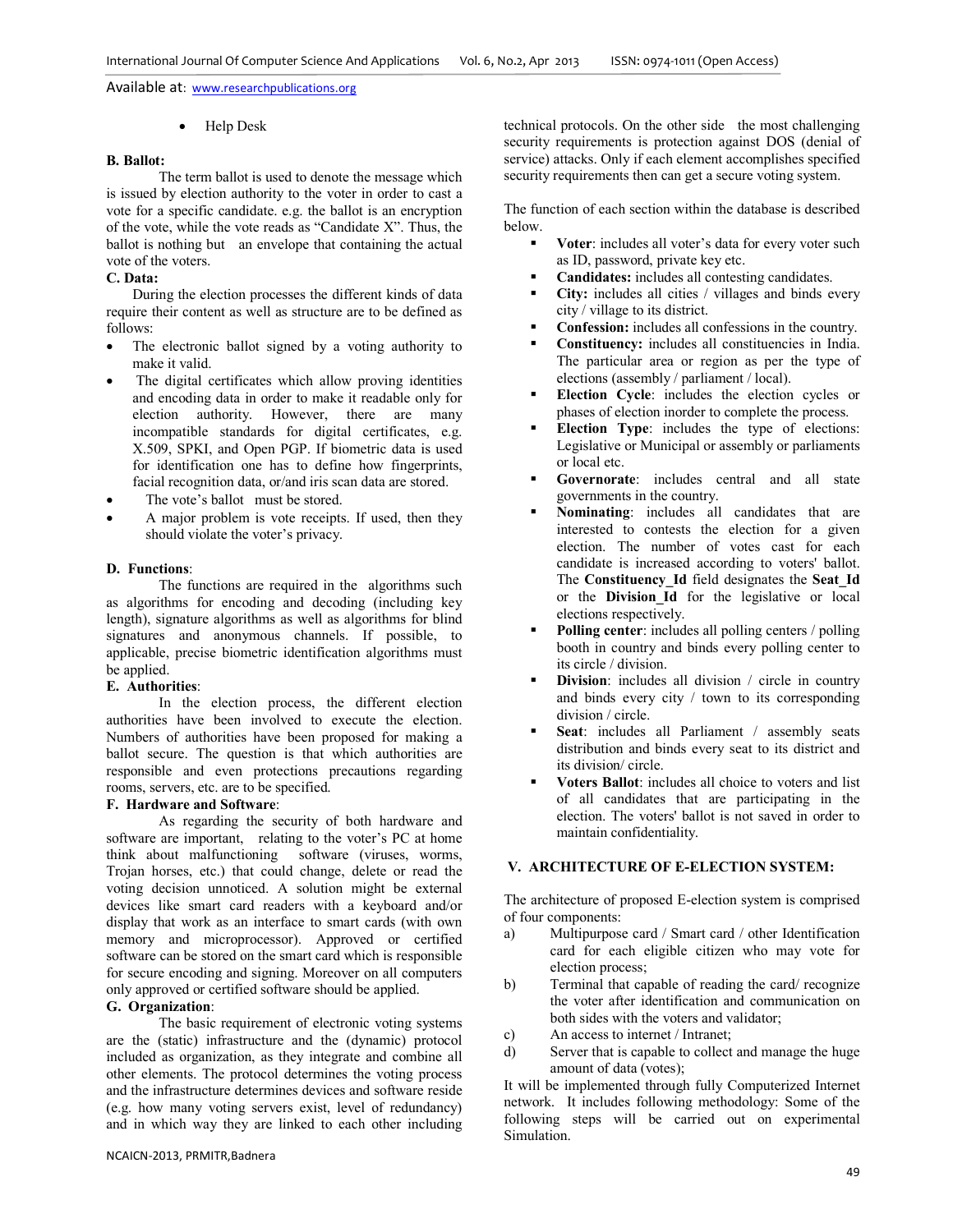- Help Desk

**B. Ballot:**

The term ballot is used to denote the message which is issued by election authority to the voter in order to cast a vote for a specific candidate. e.g. the ballot is an encryption of the vote, while the vote reads as "Candidate X". Thus, the ballot is nothing but an envelope that containing the actual vote of the voters.

**C. Data:**

During the election processes the different kinds of data require their content as well as structure are to be defined as follows:

- The electronic ballot signed by a voting authority to make it valid.
- The digital certificates which allow proving identities and encoding data in order to make it readable only for election authority. However, there are many incompatible standards for digital certificates, e.g. X.509, SPKI, and Open PGP. If biometric data is used for identification one has to define how fingerprints, facial recognition data, or/and iris scan data are stored.
- The vote's ballot must be stored.
- A major problem is vote receipts. If used, then they should violate the voter's privacy.

**D. Functions**:

The functions are required in the algorithms such as algorithms for encoding and decoding (including key length), signature algorithms as well as algorithms for blind signatures and anonymous channels. If possible, to applicable, precise biometric identification algorithms must be applied.

**E. Authorities**:

In the election process, the different election authorities have been involved to execute the election. Numbers of authorities have been proposed for making a ballot secure. The question is that which authorities are responsible and even protections precautions regarding rooms, servers, etc. are to be specified.

**F. Hardware and Software**:

As regarding the security of both hardware and software are important, relating to the voter's PC at home think about malfunctioning software (viruses, worms, Trojan horses, etc.) that could change, delete or read the voting decision unnoticed. A solution might be external devices like smart card readers with a keyboard and/or display that work as an interface to smart cards (with own memory and microprocessor). Approved or certified software can be stored on the smart card which is responsible for secure encoding and signing. Moreover on all computers only approved or certified software should be applied.

**G. Organization**:

The basic requirement of electronic voting systems are the (static) infrastructure and the (dynamic) protocol included as organization, as they integrate and combine all other elements. The protocol determines the voting process and the infrastructure determines devices and software reside (e.g. how many voting servers exist, level of redundancy) and in which way they are linked to each other including technical protocols. On the other side the most challenging security requirements is protection against DOS (denial of service) attacks. Only if each element accomplishes specified security requirements then can get a secure voting system.

The function of each section within the database is described below.

- **Voter**: includes all voter's data for every voter such as ID, password, private key etc.
- **Candidates:** includes all contesting candidates.
- **City:** includes all cities / villages and binds every city / village to its district.
- **Confession:** includes all confessions in the country.
- **Constituency:** includes all constituencies in India. The particular area or region as per the type of elections (assembly / parliament / local).
- **Election Cycle**: includes the election cycles or phases of election inorder to complete the process.
- **Election Type**: includes the type of elections: Legislative or Municipal or assembly or parliaments or local etc.
- **Governorate**: includes central and all state governments in the country.
- **Nominating**: includes all candidates that are interested to contests the election for a given election. The number of votes cast for each candidate is increased according to voters' ballot. The **Constituency_Id** field designates the **Seat_Id** or the **Division_Id** for the legislative or local elections respectively.
- **Polling center**: includes all polling centers / polling booth in country and binds every polling center to its circle / division.
- **Division**: includes all division / circle in country and binds every city / town to its corresponding division / circle.
- **Seat**: includes all Parliament / assembly seats distribution and binds every seat to its district and its division/ circle.
- **Voters Ballot**: includes all choice to voters and list of all candidates that are participating in the election. The voters' ballot is not saved in order to maintain confidentiality.

## V. ARCHITECTURE OF E-ELECTION SYSTEM:

The architecture of proposed E-election system is comprised of four components:

a) Multipurpose card / Smart card / other Identification card for each eligible citizen who may vote for election process;

b) Terminal that capable of reading the card/ recognize the voter after identification and communication on both sides with the voters and validator;

c) An access to internet / Intranet;

d) Server that is capable to collect and manage the huge amount of data (votes);

It will be implemented through fully Computerized Internet network. It includes following methodology: Some of the following steps will be carried out on experimental Simulation.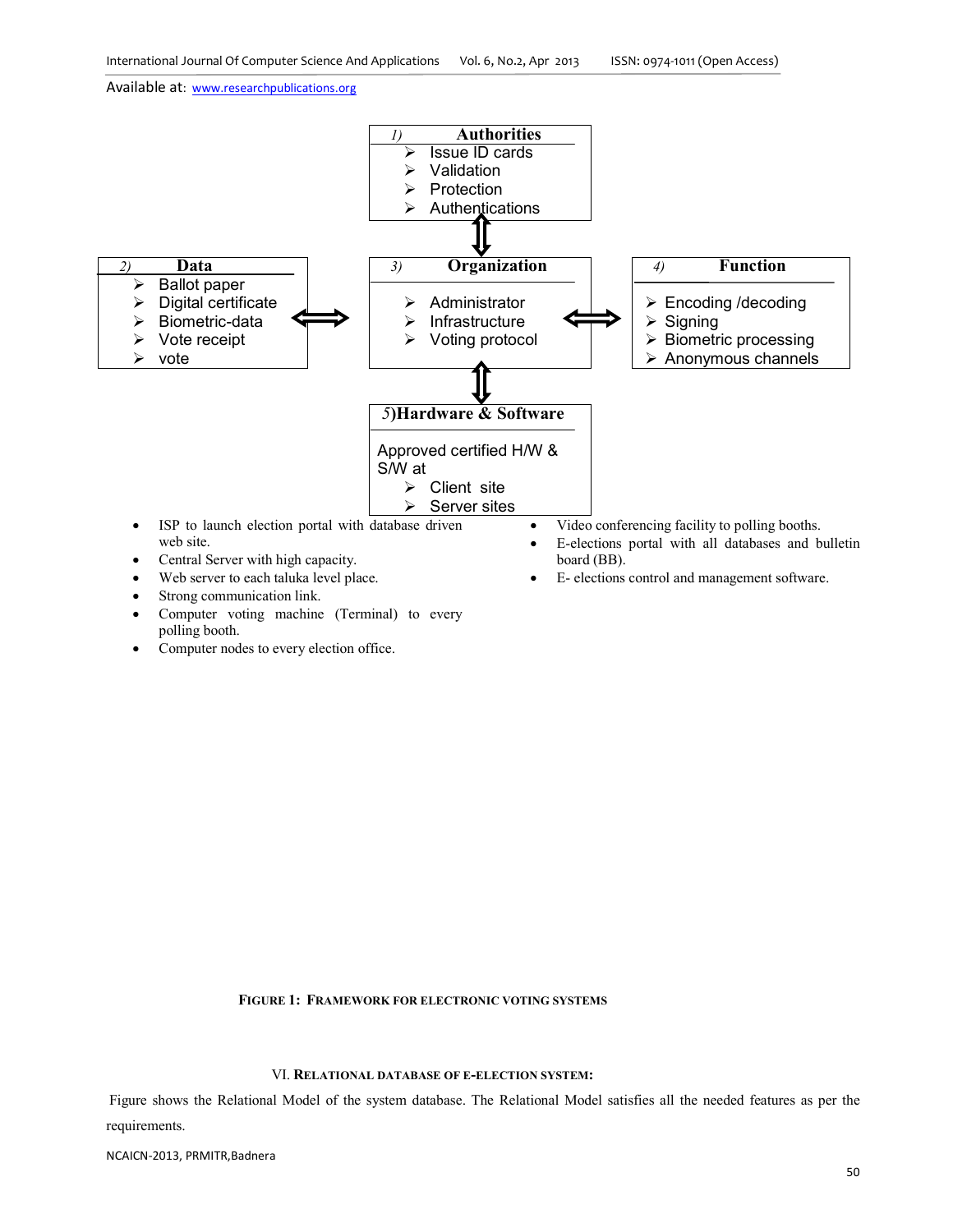**1) Authorities**

- Issue ID cards
- Validation
- Protection
- Authentications

**2) Data**

- Ballot paper
- Digital certificate
- Biometric-data
- Vote receipt
- vote

**3) Organization**

- Administrator
- Infrastructure
- Voting protocol

**4) Function**

- Encoding /decoding
- Signing
- Biometric processing
- Anonymous channels

**5) Hardware & Software**

Approved certified H/W & S/W at

- Client site
- Server sites

- ISP to launch election portal with database driven web site.
- Central Server with high capacity.
- Web server to each taluka level place.
- Strong communication link.
- Computer voting machine (Terminal) to every polling booth.
- Computer nodes to every election office.
- Video conferencing facility to polling booths.
- E-elections portal with all databases and bulletin board (BB).
- E- elections control and management software.

**FIGURE 1: FRAMEWORK FOR ELECTRONIC VOTING SYSTEMS**

## VI. RELATIONAL DATABASE OF E-ELECTION SYSTEM:

Figure shows the Relational Model of the system database. The Relational Model satisfies all the needed features as per the requirements.

NCAICN-2013, PRMITR,Badnera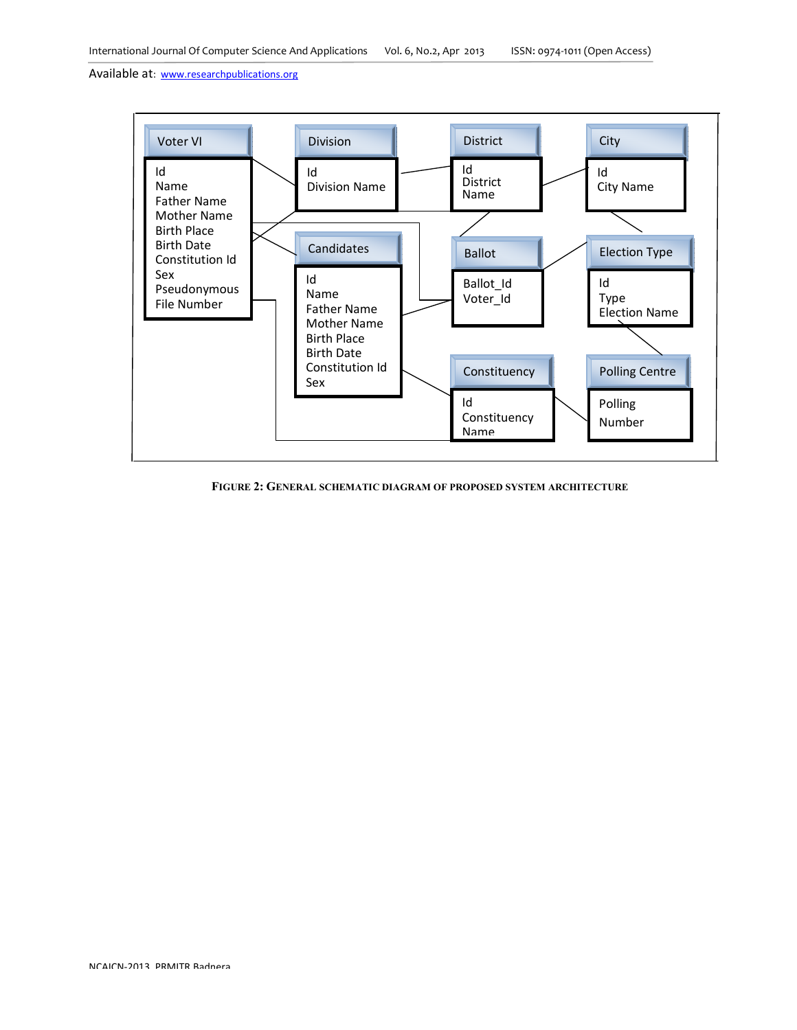**Voter VI**
- Id
- Name
- Father Name
- Mother Name
- Birth Place
- Birth Date
- Constitution Id
- Sex
- Pseudonymous
- File Number

**Division**
- Id
- Division Name

**District**
- Id
- District Name

**City**
- Id
- City Name

**Candidates**
- Id
- Name
- Father Name
- Mother Name
- Birth Place
- Birth Date
- Constitution Id
- Sex

**Ballot**
- Ballot_Id
- Voter_Id

**Election Type**
- Id
- Type
- Election Name

**Constituency**
- Id
- Constituency Name

**Polling Centre**
- Polling
- Number

**Figure 2: General schematic diagram of proposed system architecture**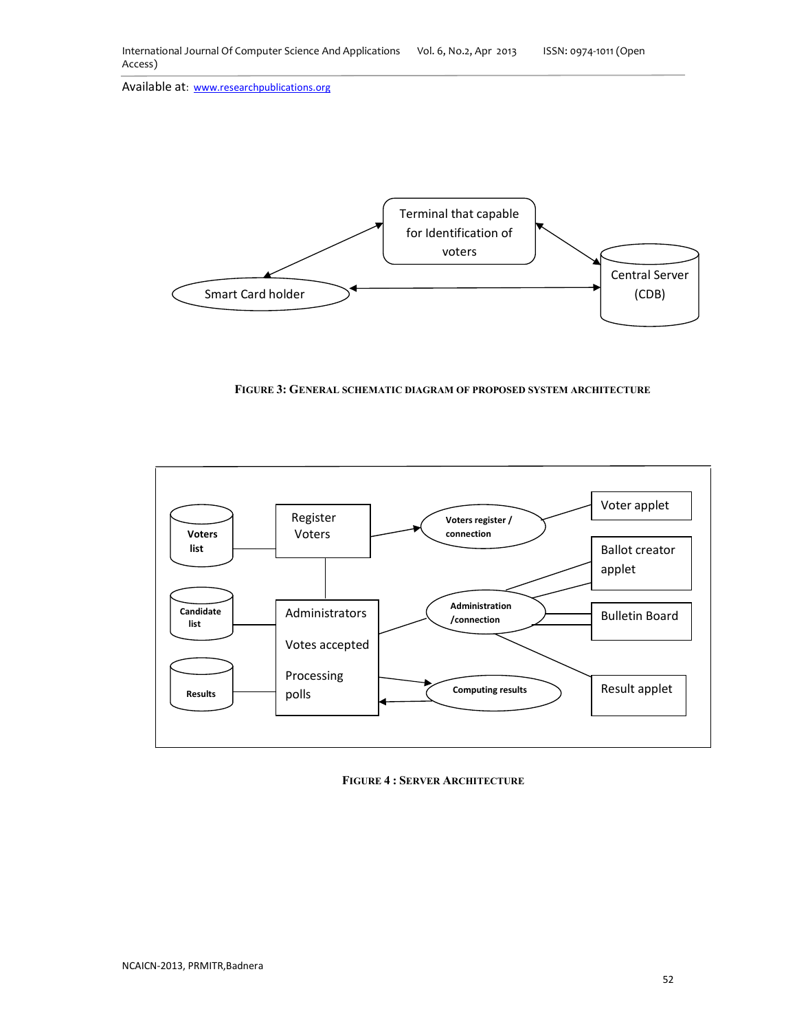FIGURE 3: GENERAL SCHEMATIC DIAGRAM OF PROPOSED SYSTEM ARCHITECTURE

FIGURE 4 : SERVER ARCHITECTURE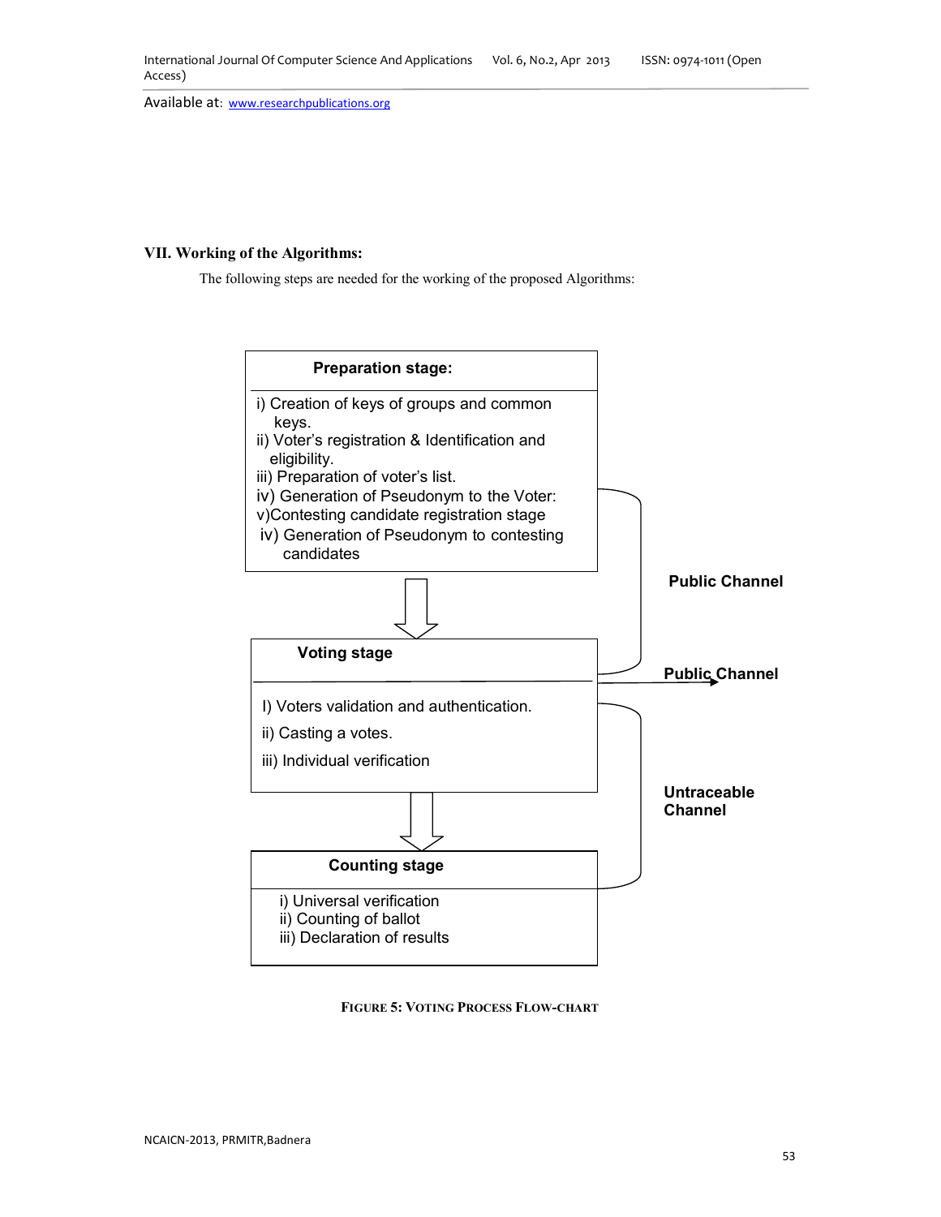## VII. Working of the Algorithms:

The following steps are needed for the working of the proposed Algorithms:

**Preparation stage:**

i) Creation of keys of groups and common keys.
ii) Voter's registration & Identification and eligibility.
iii) Preparation of voter's list.
iv) Generation of Pseudonym to the Voter:
v)Contesting candidate registration stage
iv) Generation of Pseudonym to contesting candidates

**Public Channel**

**Voting stage**

I) Voters validation and authentication.
ii) Casting a votes.
iii) Individual verification

**Public Channel**

**Untraceable Channel**

**Counting stage**

i) Universal verification
ii) Counting of ballot
iii) Declaration of results

FIGURE 5: VOTING PROCESS FLOW-CHART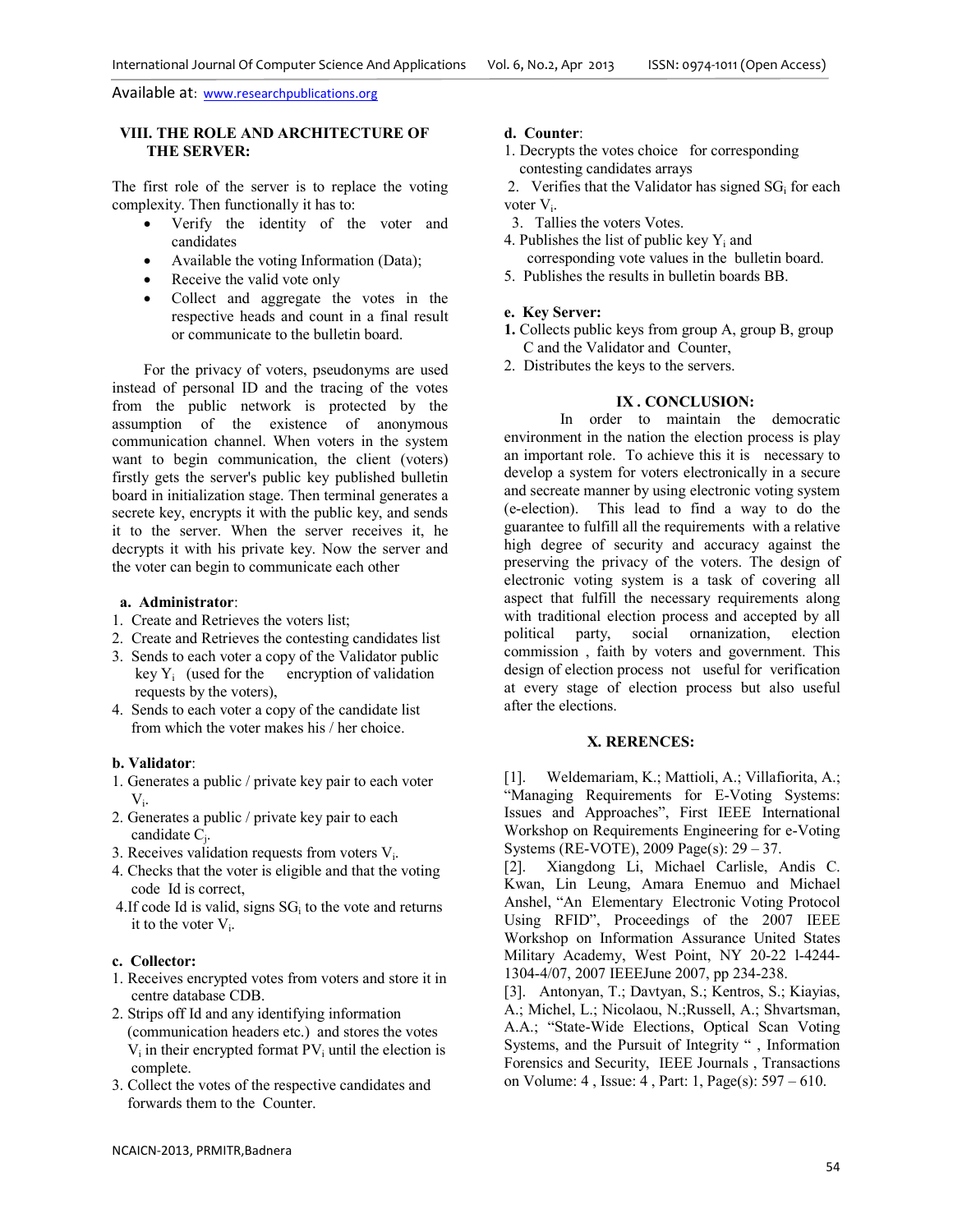## VIII. THE ROLE AND ARCHITECTURE OF THE SERVER:

The first role of the server is to replace the voting complexity. Then functionally it has to:

- Verify the identity of the voter and candidates
- Available the voting Information (Data);
- Receive the valid vote only
- Collect and aggregate the votes in the respective heads and count in a final result or communicate to the bulletin board.

For the privacy of voters, pseudonyms are used instead of personal ID and the tracing of the votes from the public network is protected by the assumption of the existence of anonymous communication channel. When voters in the system want to begin communication, the client (voters) firstly gets the server's public key published bulletin board in initialization stage. Then terminal generates a secrete key, encrypts it with the public key, and sends it to the server. When the server receives it, he decrypts it with his private key. Now the server and the voter can begin to communicate each other

**a. Administrator**:

1. Create and Retrieves the voters list;
2. Create and Retrieves the contesting candidates list
3. Sends to each voter a copy of the Validator public key $Y_i$ (used for the encryption of validation requests by the voters),
4. Sends to each voter a copy of the candidate list from which the voter makes his / her choice.

**b. Validator**:

1. Generates a public / private key pair to each voter $V_i$.
2. Generates a public / private key pair to each candidate $C_j$.
3. Receives validation requests from voters $V_i$.
4. Checks that the voter is eligible and that the voting code Id is correct,
4. If code Id is valid, signs $SG_i$ to the vote and returns it to the voter $V_i$.

**c. Collector:**

1. Receives encrypted votes from voters and store it in centre database CDB.
2. Strips off Id and any identifying information (communication headers etc.) and stores the votes $V_i$ in their encrypted format $PV_i$ until the election is complete.
3. Collect the votes of the respective candidates and forwards them to the Counter.

**d. Counter**:

1. Decrypts the votes choice for corresponding contesting candidates arrays
2. Verifies that the Validator has signed $SG_i$ for each voter $V_i$.
3. Tallies the voters Votes.
4. Publishes the list of public key $Y_i$ and corresponding vote values in the bulletin board.
5. Publishes the results in bulletin boards BB.

**e. Key Server:**

1. Collects public keys from group A, group B, group C and the Validator and Counter,
2. Distributes the keys to the servers.

## IX . CONCLUSION:

In order to maintain the democratic environment in the nation the election process is play an important role. To achieve this it is necessary to develop a system for voters electronically in a secure and secreate manner by using electronic voting system (e-election). This lead to find a way to do the guarantee to fulfill all the requirements with a relative high degree of security and accuracy against the preserving the privacy of the voters. The design of electronic voting system is a task of covering all aspect that fulfill the necessary requirements along with traditional election process and accepted by all political party, social ornanization, election commission , faith by voters and government. This design of election process not useful for verification at every stage of election process but also useful after the elections.

## X. RERENCES:

[1]. Weldemariam, K.; Mattioli, A.; Villafiorita, A.; "Managing Requirements for E-Voting Systems: Issues and Approaches", First IEEE International Workshop on Requirements Engineering for e-Voting Systems (RE-VOTE), 2009 Page(s): 29 – 37.

[2]. Xiangdong Li, Michael Carlisle, Andis C. Kwan, Lin Leung, Amara Enemuo and Michael Anshel, "An Elementary Electronic Voting Protocol Using RFID", Proceedings of the 2007 IEEE Workshop on Information Assurance United States Military Academy, West Point, NY 20-22 l-4244-1304-4/07, 2007 IEEEJune 2007, pp 234-238.

[3]. Antonyan, T.; Davtyan, S.; Kentros, S.; Kiayias, A.; Michel, L.; Nicolaou, N.;Russell, A.; Shvartsman, A.A.; "State-Wide Elections, Optical Scan Voting Systems, and the Pursuit of Integrity " , Information Forensics and Security, IEEE Journals , Transactions on Volume: 4 , Issue: 4 , Part: 1, Page(s): 597 – 610.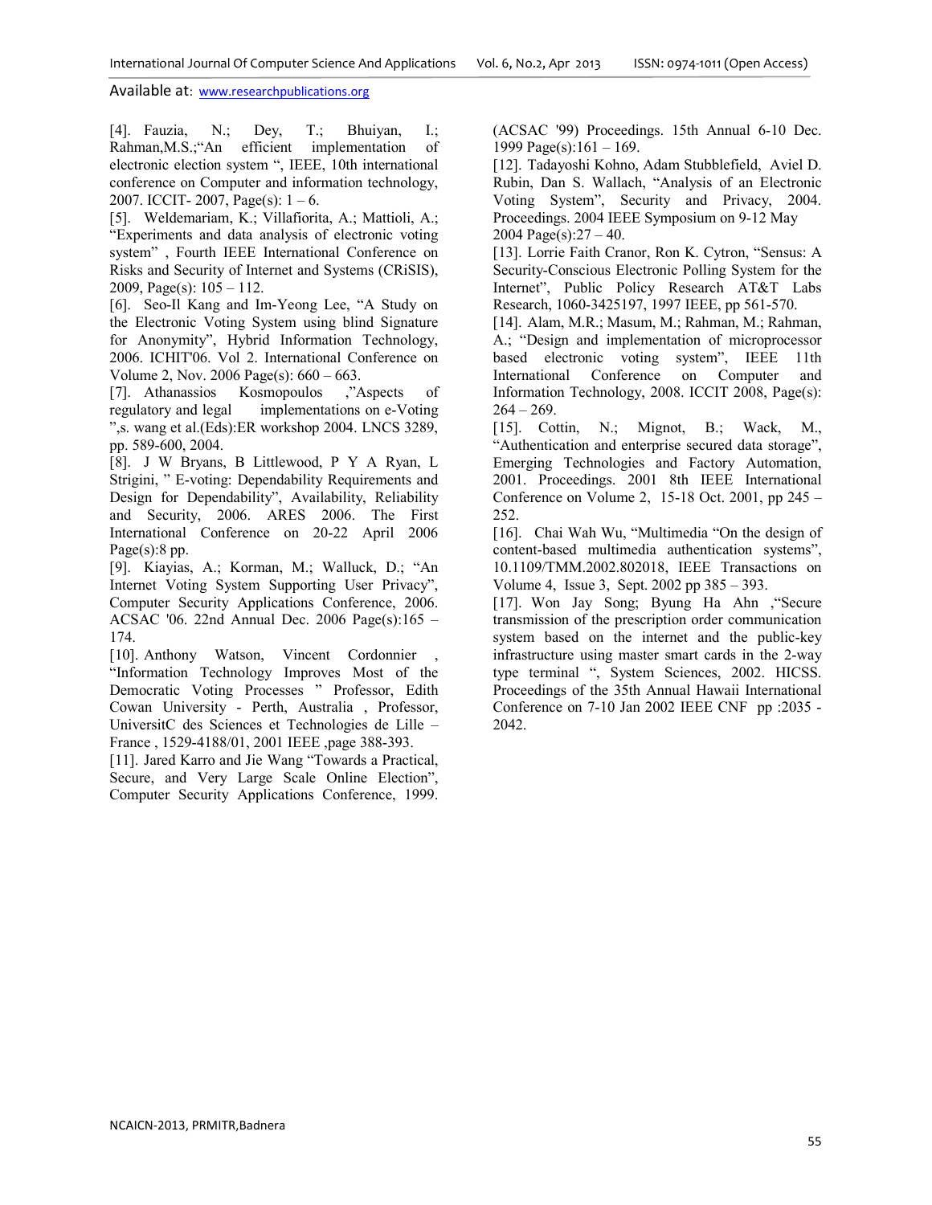[4]. Fauzia, N.; Dey, T.; Bhuiyan, I.; Rahman,M.S.;"An efficient implementation of electronic election system ", IEEE, 10th international conference on Computer and information technology, 2007. ICCIT- 2007, Page(s): 1 – 6.

[5]. Weldemariam, K.; Villafiorita, A.; Mattioli, A.; "Experiments and data analysis of electronic voting system" , Fourth IEEE International Conference on Risks and Security of Internet and Systems (CRiSIS), 2009, Page(s): 105 – 112.

[6]. Seo-Il Kang and Im-Yeong Lee, "A Study on the Electronic Voting System using blind Signature for Anonymity", Hybrid Information Technology, 2006. ICHIT'06. Vol 2. International Conference on Volume 2, Nov. 2006 Page(s): 660 – 663.

[7]. Athanassios Kosmopoulos ,"Aspects of regulatory and legal implementations on e-Voting ",s. wang et al.(Eds):ER workshop 2004. LNCS 3289, pp. 589-600, 2004.

[8]. J W Bryans, B Littlewood, P Y A Ryan, L Strigini, " E-voting: Dependability Requirements and Design for Dependability", Availability, Reliability and Security, 2006. ARES 2006. The First International Conference on 20-22 April 2006 Page(s):8 pp.

[9]. Kiayias, A.; Korman, M.; Walluck, D.; "An Internet Voting System Supporting User Privacy", Computer Security Applications Conference, 2006. ACSAC '06. 22nd Annual Dec. 2006 Page(s):165 – 174.

[10]. Anthony Watson, Vincent Cordonnier , "Information Technology Improves Most of the Democratic Voting Processes " Professor, Edith Cowan University - Perth, Australia , Professor, UniversitC des Sciences et Technologies de Lille – France , 1529-4188/01, 2001 IEEE ,page 388-393.

[11]. Jared Karro and Jie Wang "Towards a Practical, Secure, and Very Large Scale Online Election", Computer Security Applications Conference, 1999. (ACSAC '99) Proceedings. 15th Annual 6-10 Dec. 1999 Page(s):161 – 169.

[12]. Tadayoshi Kohno, Adam Stubblefield, Aviel D. Rubin, Dan S. Wallach, "Analysis of an Electronic Voting System", Security and Privacy, 2004. Proceedings. 2004 IEEE Symposium on 9-12 May 2004 Page(s):27 – 40.

[13]. Lorrie Faith Cranor, Ron K. Cytron, "Sensus: A Security-Conscious Electronic Polling System for the Internet", Public Policy Research AT&T Labs Research, 1060-3425197, 1997 IEEE, pp 561-570.

[14]. Alam, M.R.; Masum, M.; Rahman, M.; Rahman, A.; "Design and implementation of microprocessor based electronic voting system", IEEE 11th International Conference on Computer and Information Technology, 2008. ICCIT 2008, Page(s): 264 – 269.

[15]. Cottin, N.; Mignot, B.; Wack, M., "Authentication and enterprise secured data storage", Emerging Technologies and Factory Automation, 2001. Proceedings. 2001 8th IEEE International Conference on Volume 2, 15-18 Oct. 2001, pp 245 – 252.

[16]. Chai Wah Wu, "Multimedia "On the design of content-based multimedia authentication systems", 10.1109/TMM.2002.802018, IEEE Transactions on Volume 4, Issue 3, Sept. 2002 pp 385 – 393.

[17]. Won Jay Song; Byung Ha Ahn ,"Secure transmission of the prescription order communication system based on the internet and the public-key infrastructure using master smart cards in the 2-way type terminal ", System Sciences, 2002. HICSS. Proceedings of the 35th Annual Hawaii International Conference on 7-10 Jan 2002 IEEE CNF pp :2035 - 2042.